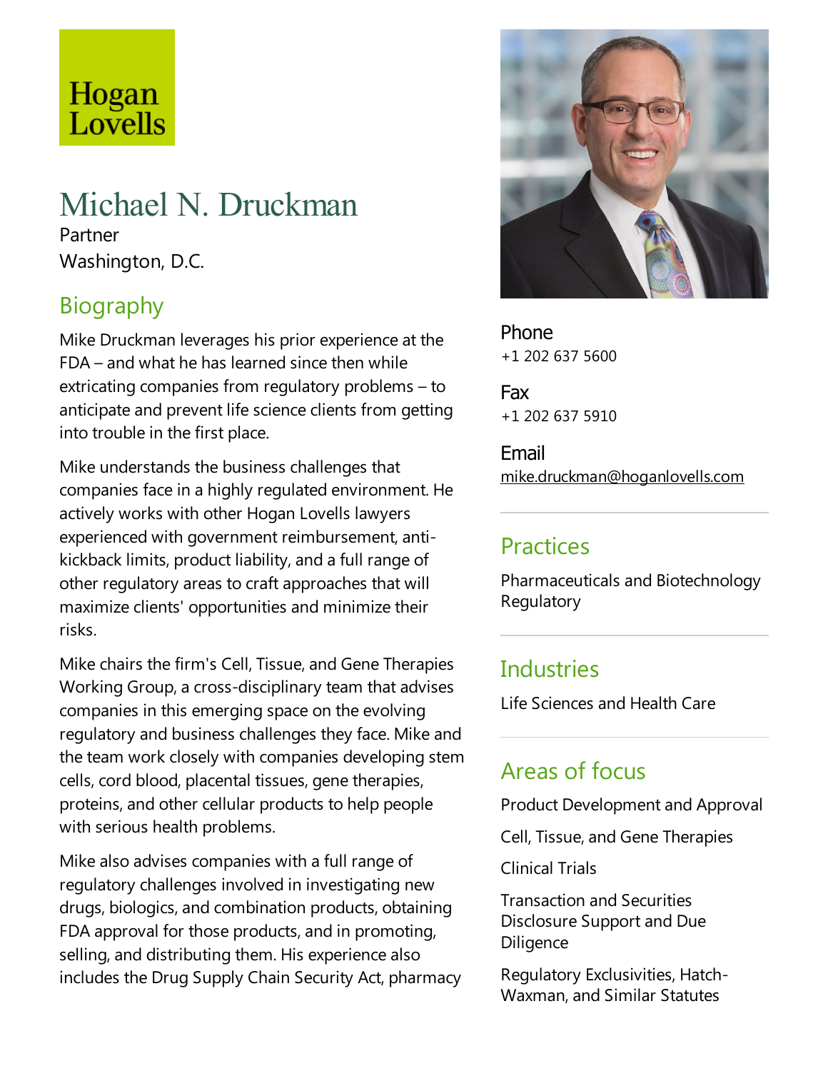Hogan Lovells

# Michael N. Druckman

Partner

Washington, D.C.

## Biography

Mike Druckman leverages his prior experience at the FDA – and what he has learned since then while extricating companies from regulatory problems – to anticipate and prevent life science clients from getting into trouble in the first place.

Mike understands the business challenges that companies face in a highly regulated environment. He actively works with other Hogan Lovells lawyers experienced with government reimbursement, anti-kickback limits, product liability, and a full range of other regulatory areas to craft approaches that will maximize clients' opportunities and minimize their risks.

Mike chairs the firm's Cell, Tissue, and Gene Therapies Working Group, a cross-disciplinary team that advises companies in this emerging space on the evolving regulatory and business challenges they face. Mike and the team work closely with companies developing stem cells, cord blood, placental tissues, gene therapies, proteins, and other cellular products to help people with serious health problems.

Mike also advises companies with a full range of regulatory challenges involved in investigating new drugs, biologics, and combination products, obtaining FDA approval for those products, and in promoting, selling, and distributing them. His experience also includes the Drug Supply Chain Security Act, pharmacy

**Phone**
+1 202 637 5600

**Fax**
+1 202 637 5910

**Email**
mike.druckman@hoganlovells.com

## Practices

Pharmaceuticals and Biotechnology Regulatory

## Industries

Life Sciences and Health Care

## Areas of focus

Product Development and Approval

Cell, Tissue, and Gene Therapies

Clinical Trials

Transaction and Securities Disclosure Support and Due Diligence

Regulatory Exclusivities, Hatch-Waxman, and Similar Statutes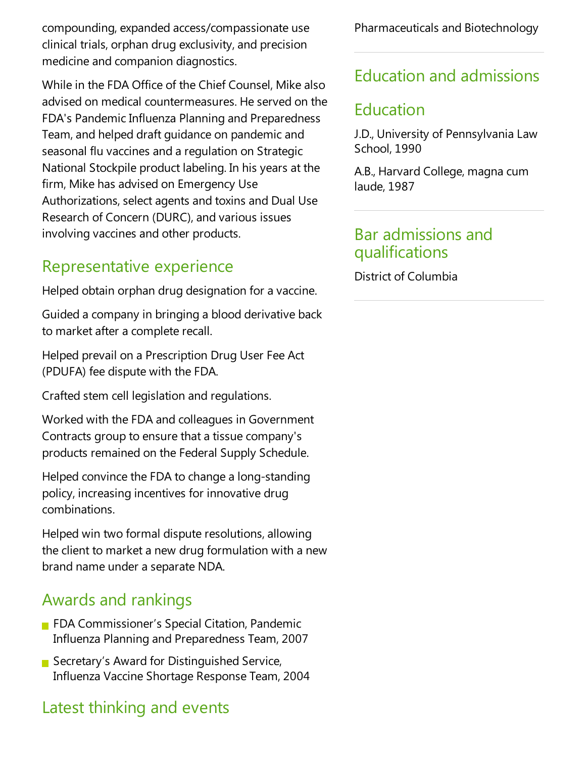compounding, expanded access/compassionate use clinical trials, orphan drug exclusivity, and precision medicine and companion diagnostics.

While in the FDA Office of the Chief Counsel, Mike also advised on medical countermeasures. He served on the FDA's Pandemic Influenza Planning and Preparedness Team, and helped draft guidance on pandemic and seasonal flu vaccines and a regulation on Strategic National Stockpile product labeling. In his years at the firm, Mike has advised on Emergency Use Authorizations, select agents and toxins and Dual Use Research of Concern (DURC), and various issues involving vaccines and other products.

## Representative experience

Helped obtain orphan drug designation for a vaccine.

Guided a company in bringing a blood derivative back to market after a complete recall.

Helped prevail on a Prescription Drug User Fee Act (PDUFA) fee dispute with the FDA.

Crafted stem cell legislation and regulations.

Worked with the FDA and colleagues in Government Contracts group to ensure that a tissue company's products remained on the Federal Supply Schedule.

Helped convince the FDA to change a long-standing policy, increasing incentives for innovative drug combinations.

Helped win two formal dispute resolutions, allowing the client to market a new drug formulation with a new brand name under a separate NDA.

## Awards and rankings

- FDA Commissioner's Special Citation, Pandemic Influenza Planning and Preparedness Team, 2007
- Secretary's Award for Distinguished Service, Influenza Vaccine Shortage Response Team, 2004

## Latest thinking and events

Pharmaceuticals and Biotechnology

## Education and admissions

## Education

J.D., University of Pennsylvania Law School, 1990

A.B., Harvard College, magna cum laude, 1987

## Bar admissions and qualifications

District of Columbia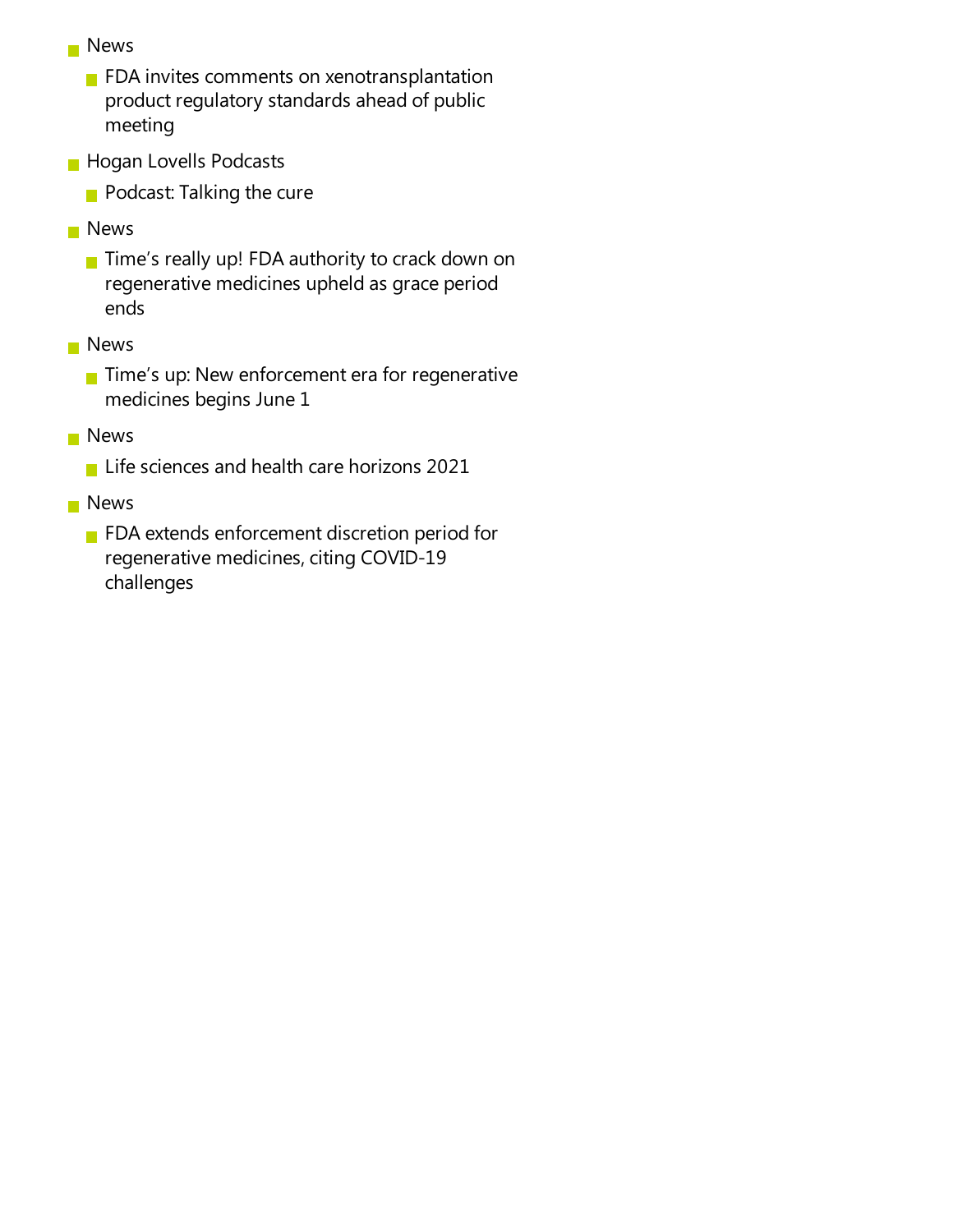- News
  - FDA invites comments on xenotransplantation product regulatory standards ahead of public meeting
- Hogan Lovells Podcasts
  - Podcast: Talking the cure
- News
  - Time’s really up! FDA authority to crack down on regenerative medicines upheld as grace period ends
- News
  - Time’s up: New enforcement era for regenerative medicines begins June 1
- News
  - Life sciences and health care horizons 2021
- News
  - FDA extends enforcement discretion period for regenerative medicines, citing COVID-19 challenges